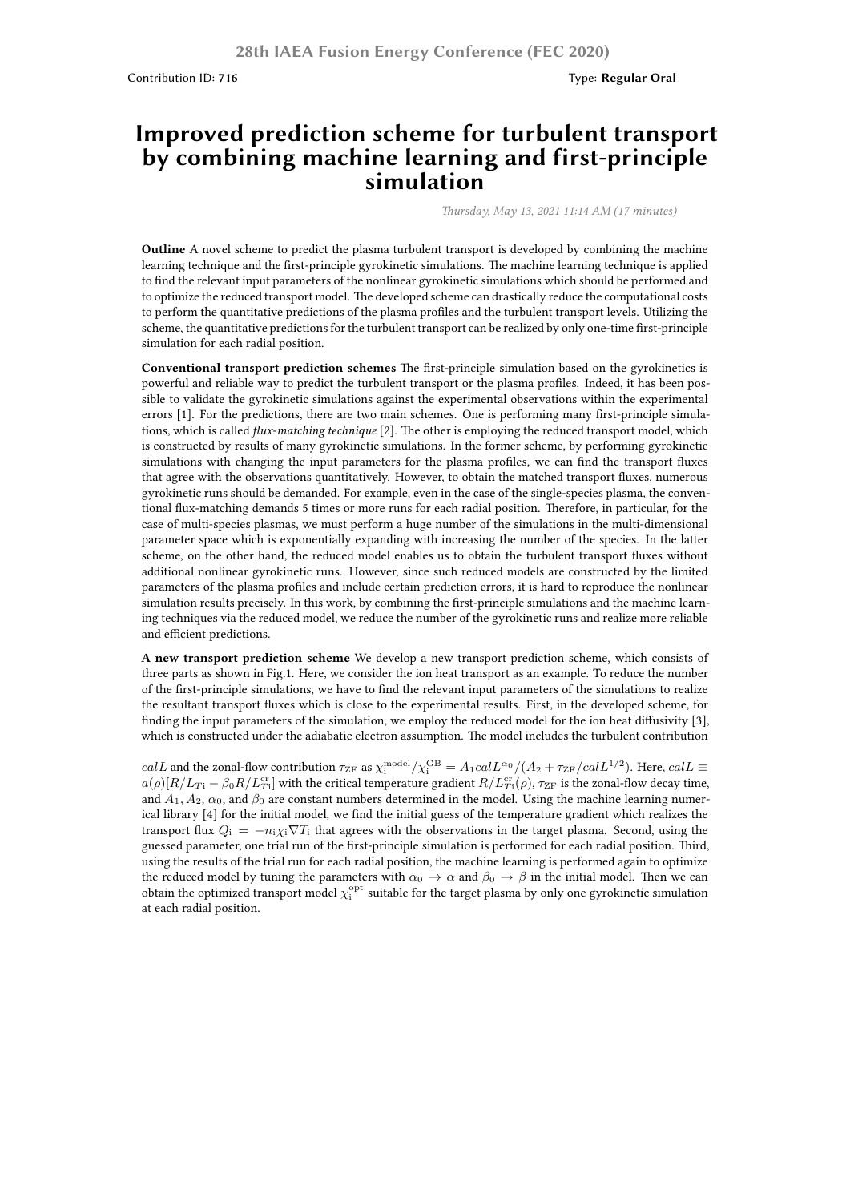Contribution ID: **716**

Type: **Regular Oral**

# Improved prediction scheme for turbulent transport by combining machine learning and first-principle simulation

*Thursday, May 13, 2021 11:14 AM (17 minutes)*

**Outline** A novel scheme to predict the plasma turbulent transport is developed by combining the machine learning technique and the first-principle gyrokinetic simulations. The machine learning technique is applied to find the relevant input parameters of the nonlinear gyrokinetic simulations which should be performed and to optimize the reduced transport model. The developed scheme can drastically reduce the computational costs to perform the quantitative predictions of the plasma profiles and the turbulent transport levels. Utilizing the scheme, the quantitative predictions for the turbulent transport can be realized by only one-time first-principle simulation for each radial position.

**Conventional transport prediction schemes** The first-principle simulation based on the gyrokinetics is powerful and reliable way to predict the turbulent transport or the plasma profiles. Indeed, it has been possible to validate the gyrokinetic simulations against the experimental observations within the experimental errors [1]. For the predictions, there are two main schemes. One is performing many first-principle simulations, which is called *flux-matching technique* [2]. The other is employing the reduced transport model, which is constructed by results of many gyrokinetic simulations. In the former scheme, by performing gyrokinetic simulations with changing the input parameters for the plasma profiles, we can find the transport fluxes that agree with the observations quantitatively. However, to obtain the matched transport fluxes, numerous gyrokinetic runs should be demanded. For example, even in the case of the single-species plasma, the conventional flux-matching demands 5 times or more runs for each radial position. Therefore, in particular, for the case of multi-species plasmas, we must perform a huge number of the simulations in the multi-dimensional parameter space which is exponentially expanding with increasing the number of the species. In the latter scheme, on the other hand, the reduced model enables us to obtain the turbulent transport fluxes without additional nonlinear gyrokinetic runs. However, since such reduced models are constructed by the limited parameters of the plasma profiles and include certain prediction errors, it is hard to reproduce the nonlinear simulation results precisely. In this work, by combining the first-principle simulations and the machine learning techniques via the reduced model, we reduce the number of the gyrokinetic runs and realize more reliable and efficient predictions.

**A new transport prediction scheme** We develop a new transport prediction scheme, which consists of three parts as shown in Fig.1. Here, we consider the ion heat transport as an example. To reduce the number of the first-principle simulations, we have to find the relevant input parameters of the simulations to realize the resultant transport fluxes which is close to the experimental results. First, in the developed scheme, for finding the input parameters of the simulation, we employ the reduced model for the ion heat diffusivity [3], which is constructed under the adiabatic electron assumption. The model includes the turbulent contribution

$calL$ and the zonal-flow contribution $\tau_{\mathrm{ZF}}$ as $\chi_{\mathrm{i}}^{\mathrm{model}}/\chi_{\mathrm{i}}^{\mathrm{GB}} = A_1 calL^{\alpha_0}/(A_2 + \tau_{\mathrm{ZF}}/calL^{1/2})$. Here, $calL \equiv a(\rho)[R/L_{T\mathrm{i}} - \beta_0 R/L_{T\mathrm{i}}^{\mathrm{cr}}]$ with the critical temperature gradient $R/L_{T\mathrm{i}}^{\mathrm{cr}}(\rho)$, $\tau_{\mathrm{ZF}}$ is the zonal-flow decay time, and $A_1$, $A_2$, $\alpha_0$, and $\beta_0$ are constant numbers determined in the model. Using the machine learning numerical library [4] for the initial model, we find the initial guess of the temperature gradient which realizes the transport flux $Q_{\mathrm{i}} = -n_{\mathrm{i}}\chi_{\mathrm{i}}\nabla T_{\mathrm{i}}$ that agrees with the observations in the target plasma. Second, using the guessed parameter, one trial run of the first-principle simulation is performed for each radial position. Third, using the results of the trial run for each radial position, the machine learning is performed again to optimize the reduced model by tuning the parameters with $\alpha_0 \to \alpha$ and $\beta_0 \to \beta$ in the initial model. Then we can obtain the optimized transport model $\chi_{\mathrm{i}}^{\mathrm{opt}}$ suitable for the target plasma by only one gyrokinetic simulation at each radial position.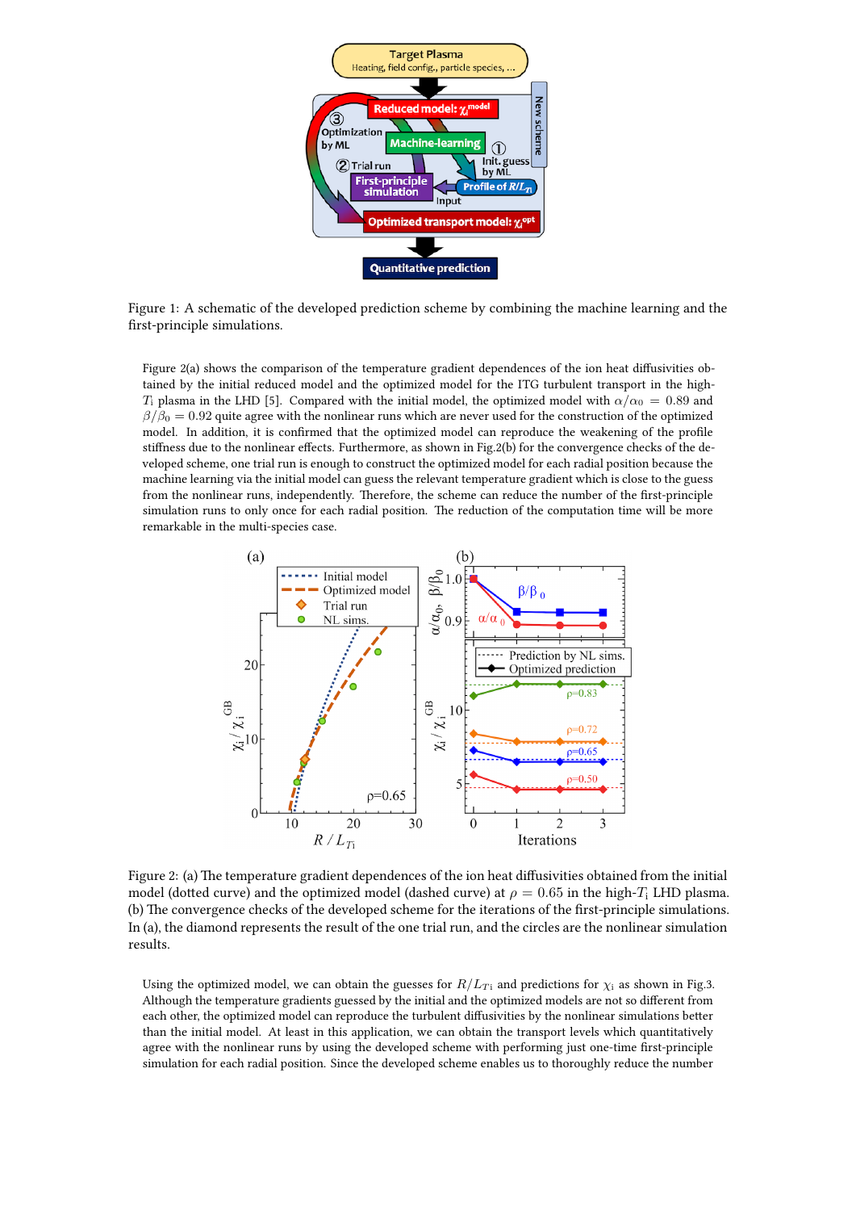Figure 1: A schematic of the developed prediction scheme by combining the machine learning and the first-principle simulations.

Figure 2(a) shows the comparison of the temperature gradient dependences of the ion heat diffusivities obtained by the initial reduced model and the optimized model for the ITG turbulent transport in the high-$T_i$ plasma in the LHD [5]. Compared with the initial model, the optimized model with $\alpha/\alpha_0 = 0.89$ and $\beta/\beta_0 = 0.92$ quite agree with the nonlinear runs which are never used for the construction of the optimized model. In addition, it is confirmed that the optimized model can reproduce the weakening of the profile stiffness due to the nonlinear effects. Furthermore, as shown in Fig.2(b) for the convergence checks of the developed scheme, one trial run is enough to construct the optimized model for each radial position because the machine learning via the initial model can guess the relevant temperature gradient which is close to the guess from the nonlinear runs, independently. Therefore, the scheme can reduce the number of the first-principle simulation runs to only once for each radial position. The reduction of the computation time will be more remarkable in the multi-species case.

Figure 2: (a) The temperature gradient dependences of the ion heat diffusivities obtained from the initial model (dotted curve) and the optimized model (dashed curve) at $\rho = 0.65$ in the high-$T_i$ LHD plasma. (b) The convergence checks of the developed scheme for the iterations of the first-principle simulations. In (a), the diamond represents the result of the one trial run, and the circles are the nonlinear simulation results.

Using the optimized model, we can obtain the guesses for $R/L_{Ti}$ and predictions for $\chi_i$ as shown in Fig.3. Although the temperature gradients guessed by the initial and the optimized models are not so different from each other, the optimized model can reproduce the turbulent diffusivities by the nonlinear simulations better than the initial model. At least in this application, we can obtain the transport levels which quantitatively agree with the nonlinear runs by using the developed scheme with performing just one-time first-principle simulation for each radial position. Since the developed scheme enables us to thoroughly reduce the number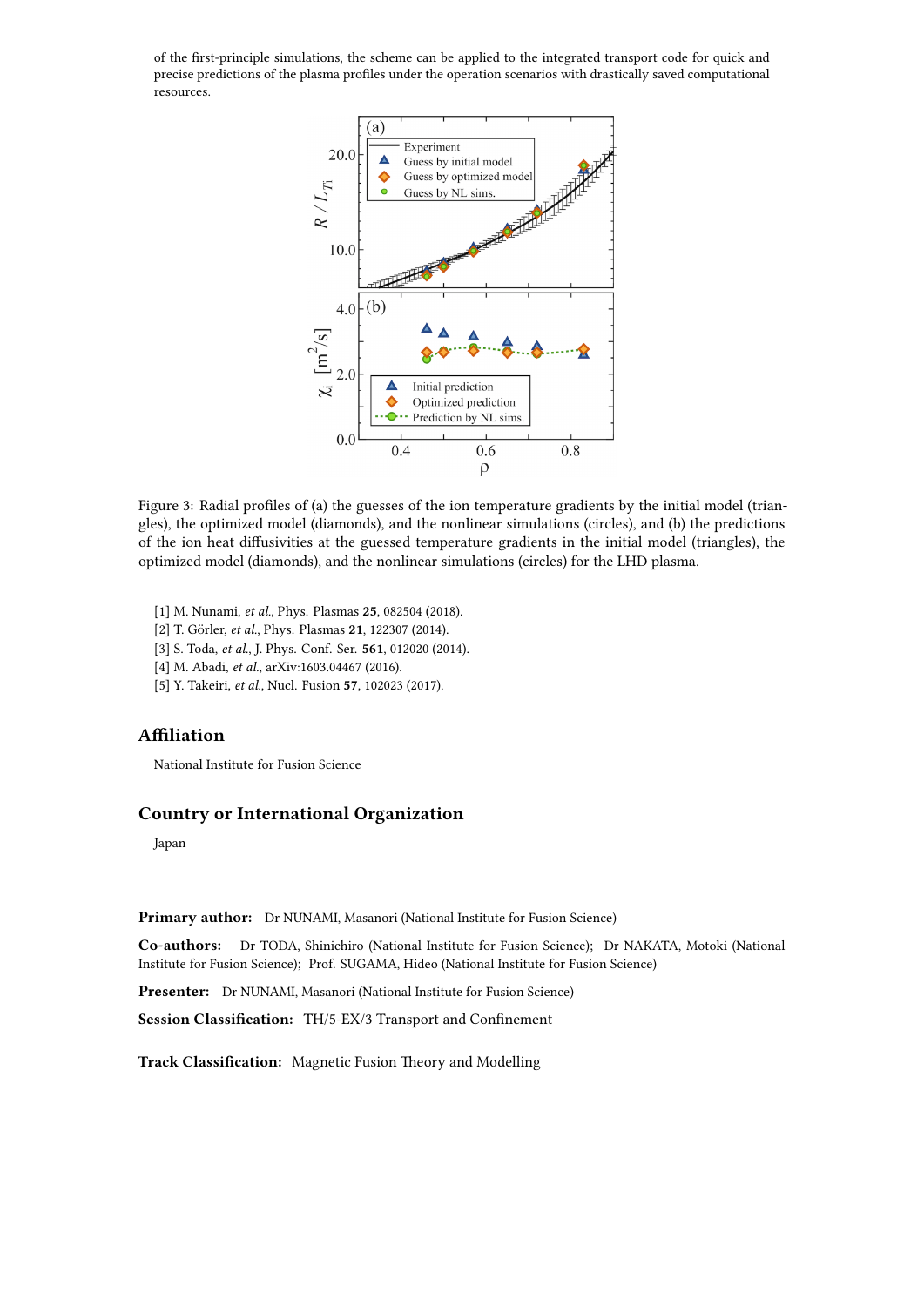of the first-principle simulations, the scheme can be applied to the integrated transport code for quick and precise predictions of the plasma profiles under the operation scenarios with drastically saved computational resources.

(a)

$R / L_{Ti}$

20.0

10.0

Experiment

Guess by initial model

Guess by optimized model

Guess by NL sims.

(b)

$\chi_i$ [m$^2$/s]

4.0

2.0

0.0

Initial prediction

Optimized prediction

Prediction by NL sims.

0.4

0.6

0.8

ρ

Figure 3: Radial profiles of (a) the guesses of the ion temperature gradients by the initial model (triangles), the optimized model (diamonds), and the nonlinear simulations (circles), and (b) the predictions of the ion heat diffusivities at the guessed temperature gradients in the initial model (triangles), the optimized model (diamonds), and the nonlinear simulations (circles) for the LHD plasma.

[1] M. Nunami, *et al.*, Phys. Plasmas **25**, 082504 (2018).
[2] T. Görler, *et al.*, Phys. Plasmas **21**, 122307 (2014).
[3] S. Toda, *et al.*, J. Phys. Conf. Ser. **561**, 012020 (2014).
[4] M. Abadi, *et al.*, arXiv:1603.04467 (2016).
[5] Y. Takeiri, *et al.*, Nucl. Fusion **57**, 102023 (2017).

## Affiliation

National Institute for Fusion Science

## Country or International Organization

Japan

**Primary author:** Dr NUNAMI, Masanori (National Institute for Fusion Science)

**Co-authors:** Dr TODA, Shinichiro (National Institute for Fusion Science); Dr NAKATA, Motoki (National Institute for Fusion Science); Prof. SUGAMA, Hideo (National Institute for Fusion Science)

**Presenter:** Dr NUNAMI, Masanori (National Institute for Fusion Science)

**Session Classification:** TH/5-EX/3 Transport and Confinement

**Track Classification:** Magnetic Fusion Theory and Modelling